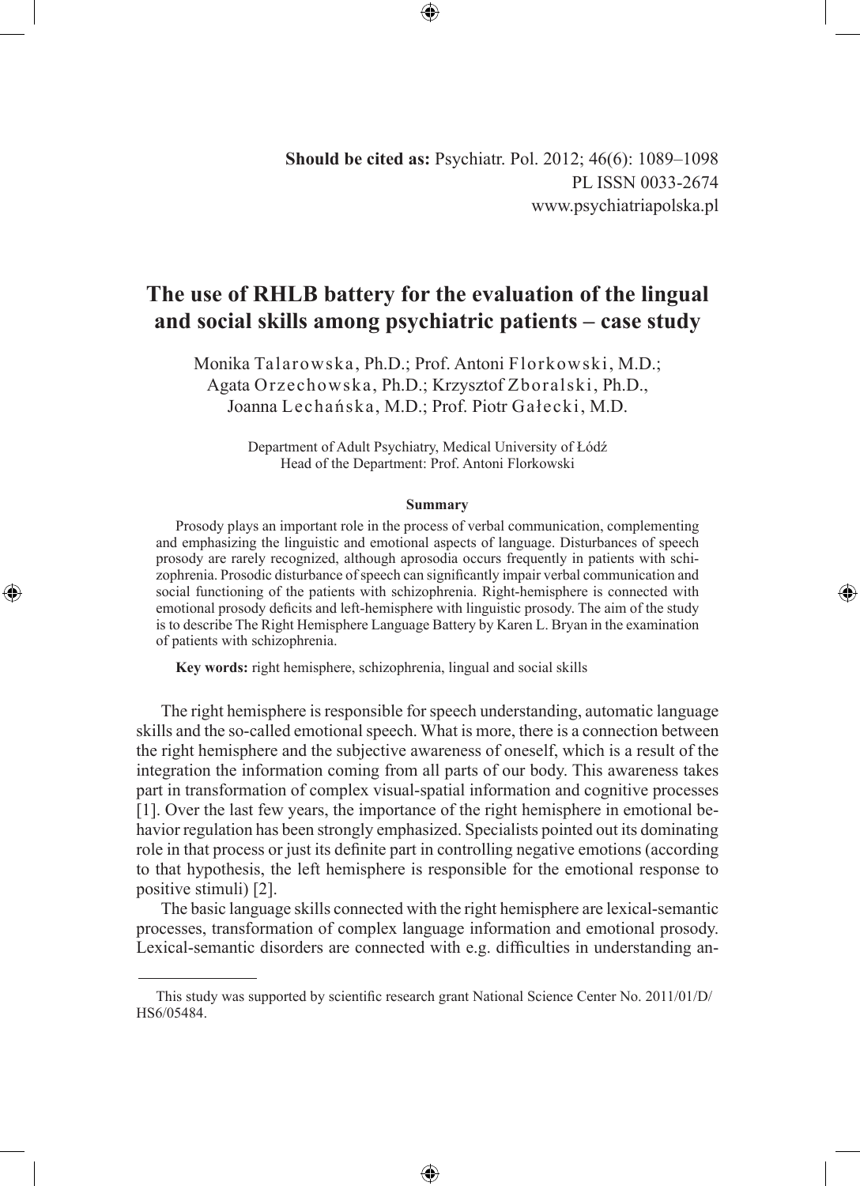**Should be cited as:** Psychiatr. Pol. 2012; 46(6): 1089–1098
PL ISSN 0033-2674
www.psychiatriapolska.pl

# The use of RHLB battery for the evaluation of the lingual and social skills among psychiatric patients – case study

Monika Talarowska, Ph.D.; Prof. Antoni Florkowski, M.D.; Agata Orzechowska, Ph.D.; Krzysztof Zboralski, Ph.D., Joanna Lechańska, M.D.; Prof. Piotr Gałecki, M.D.

Department of Adult Psychiatry, Medical University of Łódź
Head of the Department: Prof. Antoni Florkowski

### Summary

Prosody plays an important role in the process of verbal communication, complementing and emphasizing the linguistic and emotional aspects of language. Disturbances of speech prosody are rarely recognized, although aprosodia occurs frequently in patients with schizophrenia. Prosodic disturbance of speech can significantly impair verbal communication and social functioning of the patients with schizophrenia. Right-hemisphere is connected with emotional prosody deficits and left-hemisphere with linguistic prosody. The aim of the study is to describe The Right Hemisphere Language Battery by Karen L. Bryan in the examination of patients with schizophrenia.

**Key words:** right hemisphere, schizophrenia, lingual and social skills

The right hemisphere is responsible for speech understanding, automatic language skills and the so-called emotional speech. What is more, there is a connection between the right hemisphere and the subjective awareness of oneself, which is a result of the integration the information coming from all parts of our body. This awareness takes part in transformation of complex visual-spatial information and cognitive processes [1]. Over the last few years, the importance of the right hemisphere in emotional behavior regulation has been strongly emphasized. Specialists pointed out its dominating role in that process or just its definite part in controlling negative emotions (according to that hypothesis, the left hemisphere is responsible for the emotional response to positive stimuli) [2].

The basic language skills connected with the right hemisphere are lexical-semantic processes, transformation of complex language information and emotional prosody. Lexical-semantic disorders are connected with e.g. difficulties in understanding an-

This study was supported by scientific research grant National Science Center No. 2011/01/D/HS6/05484.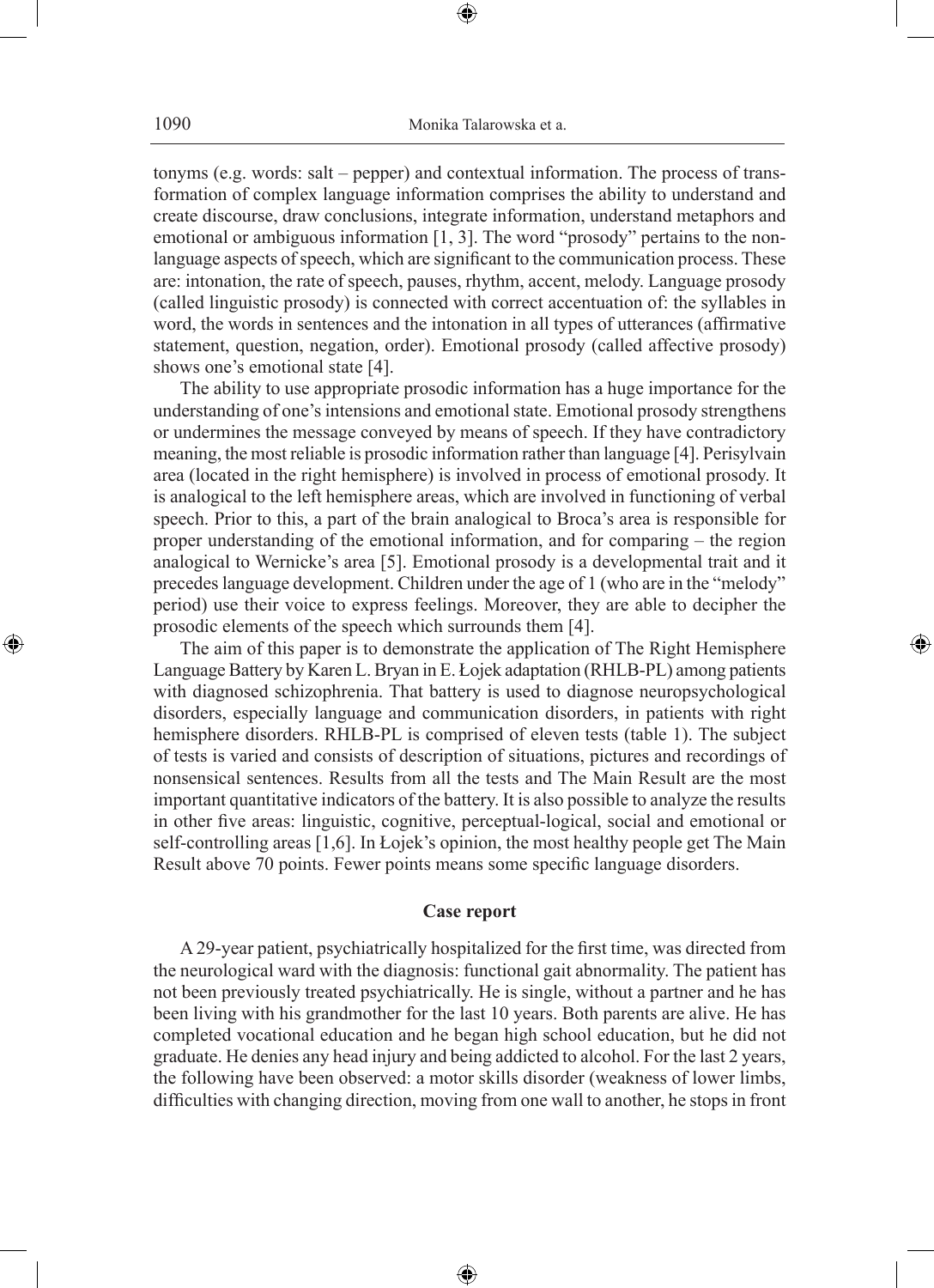tonyms (e.g. words: salt – pepper) and contextual information. The process of transformation of complex language information comprises the ability to understand and create discourse, draw conclusions, integrate information, understand metaphors and emotional or ambiguous information [1, 3]. The word "prosody" pertains to the non-language aspects of speech, which are significant to the communication process. These are: intonation, the rate of speech, pauses, rhythm, accent, melody. Language prosody (called linguistic prosody) is connected with correct accentuation of: the syllables in word, the words in sentences and the intonation in all types of utterances (affirmative statement, question, negation, order). Emotional prosody (called affective prosody) shows one's emotional state [4].

The ability to use appropriate prosodic information has a huge importance for the understanding of one's intensions and emotional state. Emotional prosody strengthens or undermines the message conveyed by means of speech. If they have contradictory meaning, the most reliable is prosodic information rather than language [4]. Perisylvain area (located in the right hemisphere) is involved in process of emotional prosody. It is analogical to the left hemisphere areas, which are involved in functioning of verbal speech. Prior to this, a part of the brain analogical to Broca's area is responsible for proper understanding of the emotional information, and for comparing – the region analogical to Wernicke's area [5]. Emotional prosody is a developmental trait and it precedes language development. Children under the age of 1 (who are in the "melody" period) use their voice to express feelings. Moreover, they are able to decipher the prosodic elements of the speech which surrounds them [4].

The aim of this paper is to demonstrate the application of The Right Hemisphere Language Battery by Karen L. Bryan in E. Łojek adaptation (RHLB-PL) among patients with diagnosed schizophrenia. That battery is used to diagnose neuropsychological disorders, especially language and communication disorders, in patients with right hemisphere disorders. RHLB-PL is comprised of eleven tests (table 1). The subject of tests is varied and consists of description of situations, pictures and recordings of nonsensical sentences. Results from all the tests and The Main Result are the most important quantitative indicators of the battery. It is also possible to analyze the results in other five areas: linguistic, cognitive, perceptual-logical, social and emotional or self-controlling areas [1,6]. In Łojek's opinion, the most healthy people get The Main Result above 70 points. Fewer points means some specific language disorders.

## Case report

A 29-year patient, psychiatrically hospitalized for the first time, was directed from the neurological ward with the diagnosis: functional gait abnormality. The patient has not been previously treated psychiatrically. He is single, without a partner and he has been living with his grandmother for the last 10 years. Both parents are alive. He has completed vocational education and he began high school education, but he did not graduate. He denies any head injury and being addicted to alcohol. For the last 2 years, the following have been observed: a motor skills disorder (weakness of lower limbs, difficulties with changing direction, moving from one wall to another, he stops in front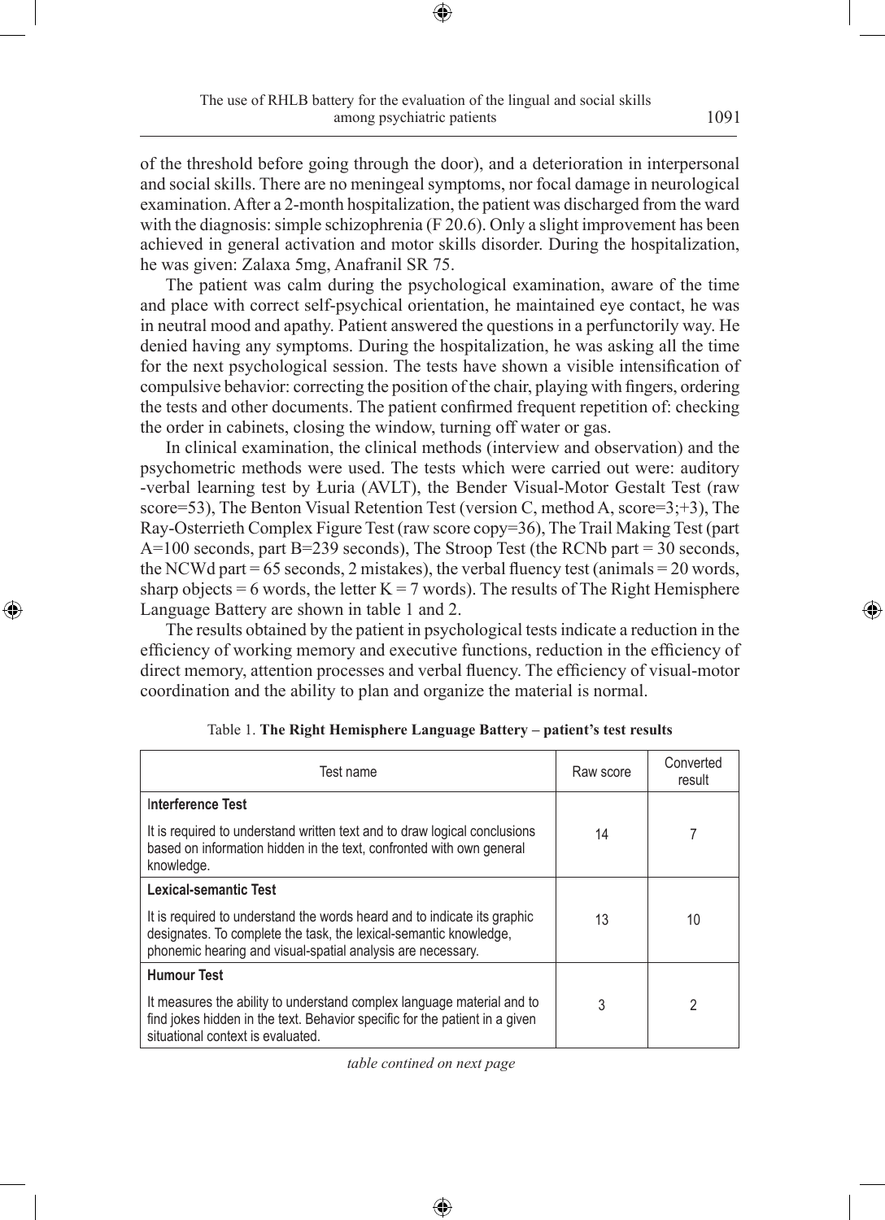of the threshold before going through the door), and a deterioration in interpersonal and social skills. There are no meningeal symptoms, nor focal damage in neurological examination. After a 2-month hospitalization, the patient was discharged from the ward with the diagnosis: simple schizophrenia (F 20.6). Only a slight improvement has been achieved in general activation and motor skills disorder. During the hospitalization, he was given: Zalaxa 5mg, Anafranil SR 75.

The patient was calm during the psychological examination, aware of the time and place with correct self-psychical orientation, he maintained eye contact, he was in neutral mood and apathy. Patient answered the questions in a perfunctorily way. He denied having any symptoms. During the hospitalization, he was asking all the time for the next psychological session. The tests have shown a visible intensification of compulsive behavior: correcting the position of the chair, playing with fingers, ordering the tests and other documents. The patient confirmed frequent repetition of: checking the order in cabinets, closing the window, turning off water or gas.

In clinical examination, the clinical methods (interview and observation) and the psychometric methods were used. The tests which were carried out were: auditory -verbal learning test by Łuria (AVLT), the Bender Visual-Motor Gestalt Test (raw score=53), The Benton Visual Retention Test (version C, method A, score=3;+3), The Ray-Osterrieth Complex Figure Test (raw score copy=36), The Trail Making Test (part A=100 seconds, part B=239 seconds), The Stroop Test (the RCNb part = 30 seconds, the NCWd part = 65 seconds, 2 mistakes), the verbal fluency test (animals = 20 words, sharp objects = 6 words, the letter K = 7 words). The results of The Right Hemisphere Language Battery are shown in table 1 and 2.

The results obtained by the patient in psychological tests indicate a reduction in the efficiency of working memory and executive functions, reduction in the efficiency of direct memory, attention processes and verbal fluency. The efficiency of visual-motor coordination and the ability to plan and organize the material is normal.

Table 1. **The Right Hemisphere Language Battery – patient's test results**

| Test name | Raw score | Converted result |
|---|---|---|
| **Interference Test**<br>It is required to understand written text and to draw logical conclusions based on information hidden in the text, confronted with own general knowledge. | 14 | 7 |
| **Lexical-semantic Test**<br>It is required to understand the words heard and to indicate its graphic designates. To complete the task, the lexical-semantic knowledge, phonemic hearing and visual-spatial analysis are necessary. | 13 | 10 |
| **Humour Test**<br>It measures the ability to understand complex language material and to find jokes hidden in the text. Behavior specific for the patient in a given situational context is evaluated. | 3 | 2 |

*table contined on next page*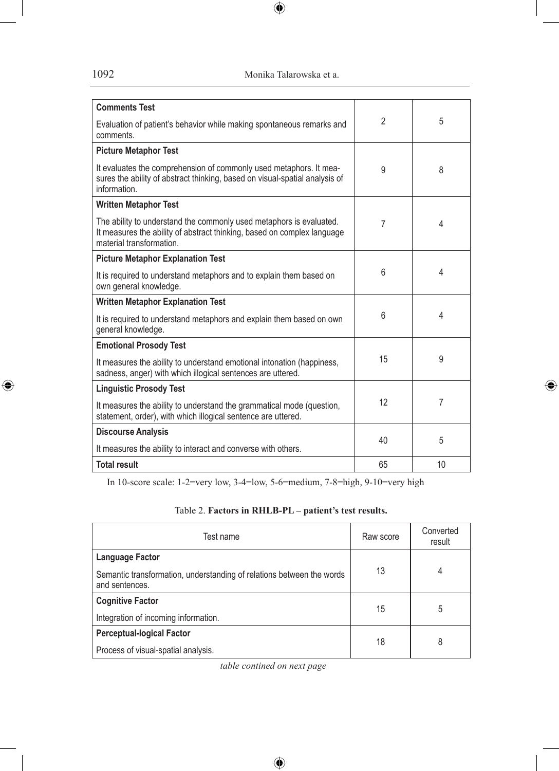| | | |
|---|---|---|
| **Comments Test**<br>Evaluation of patient's behavior while making spontaneous remarks and comments. | 2 | 5 |
| **Picture Metaphor Test**<br>It evaluates the comprehension of commonly used metaphors. It measures the ability of abstract thinking, based on visual-spatial analysis of information. | 9 | 8 |
| **Written Metaphor Test**<br>The ability to understand the commonly used metaphors is evaluated. It measures the ability of abstract thinking, based on complex language material transformation. | 7 | 4 |
| **Picture Metaphor Explanation Test**<br>It is required to understand metaphors and to explain them based on own general knowledge. | 6 | 4 |
| **Written Metaphor Explanation Test**<br>It is required to understand metaphors and explain them based on own general knowledge. | 6 | 4 |
| **Emotional Prosody Test**<br>It measures the ability to understand emotional intonation (happiness, sadness, anger) with which illogical sentences are uttered. | 15 | 9 |
| **Linguistic Prosody Test**<br>It measures the ability to understand the grammatical mode (question, statement, order), with which illogical sentence are uttered. | 12 | 7 |
| **Discourse Analysis**<br>It measures the ability to interact and converse with others. | 40 | 5 |
| **Total result** | 65 | 10 |

In 10-score scale: 1-2=very low, 3-4=low, 5-6=medium, 7-8=high, 9-10=very high

Table 2. **Factors in RHLB-PL – patient's test results.**

| Test name | Raw score | Converted result |
|---|---|---|
| **Language Factor**<br>Semantic transformation, understanding of relations between the words and sentences. | 13 | 4 |
| **Cognitive Factor**<br>Integration of incoming information. | 15 | 5 |
| **Perceptual-logical Factor**<br>Process of visual-spatial analysis. | 18 | 8 |

*table contined on next page*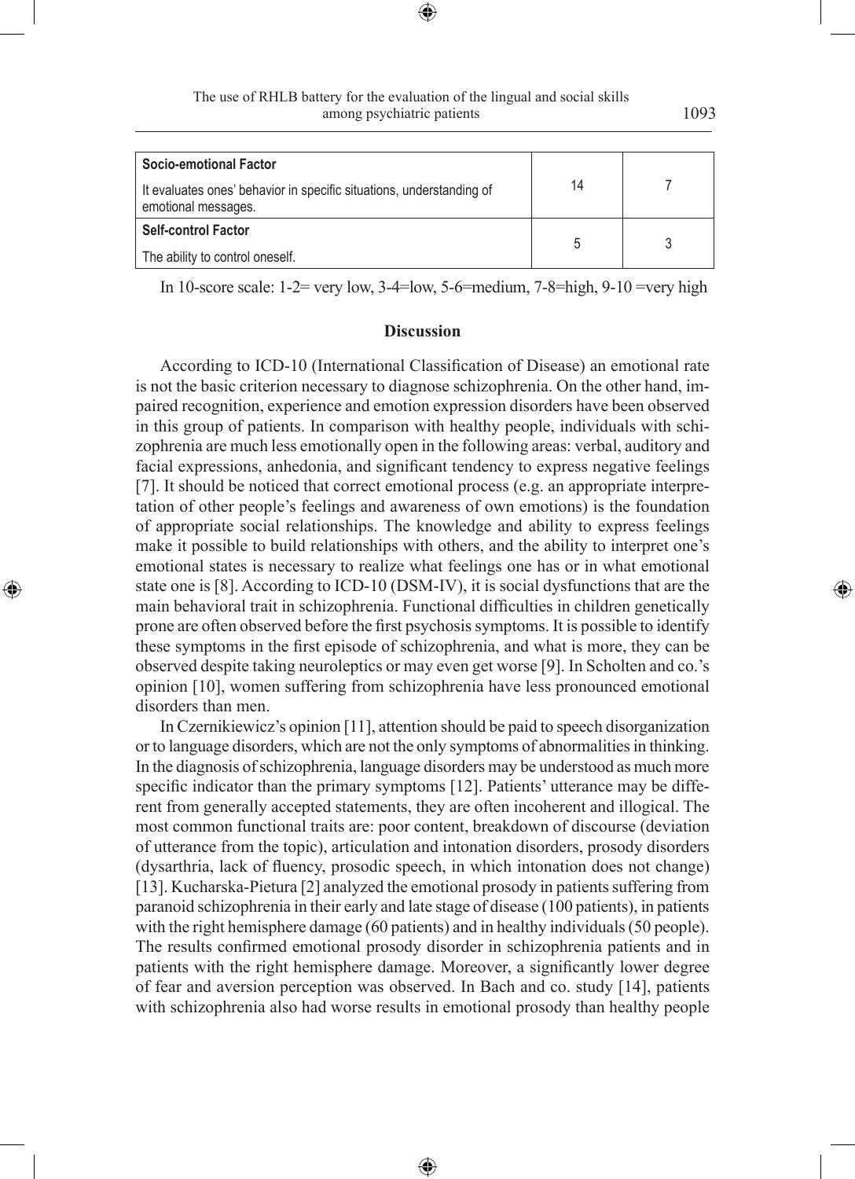| | | |
|---|---|---|
| **Socio-emotional Factor**<br>It evaluates ones' behavior in specific situations, understanding of emotional messages. | 14 | 7 |
| **Self-control Factor**<br>The ability to control oneself. | 5 | 3 |

In 10-score scale: 1-2= very low, 3-4=low, 5-6=medium, 7-8=high, 9-10 =very high

## Discussion

According to ICD-10 (International Classification of Disease) an emotional rate is not the basic criterion necessary to diagnose schizophrenia. On the other hand, impaired recognition, experience and emotion expression disorders have been observed in this group of patients. In comparison with healthy people, individuals with schizophrenia are much less emotionally open in the following areas: verbal, auditory and facial expressions, anhedonia, and significant tendency to express negative feelings [7]. It should be noticed that correct emotional process (e.g. an appropriate interpretation of other people's feelings and awareness of own emotions) is the foundation of appropriate social relationships. The knowledge and ability to express feelings make it possible to build relationships with others, and the ability to interpret one's emotional states is necessary to realize what feelings one has or in what emotional state one is [8]. According to ICD-10 (DSM-IV), it is social dysfunctions that are the main behavioral trait in schizophrenia. Functional difficulties in children genetically prone are often observed before the first psychosis symptoms. It is possible to identify these symptoms in the first episode of schizophrenia, and what is more, they can be observed despite taking neuroleptics or may even get worse [9]. In Scholten and co.'s opinion [10], women suffering from schizophrenia have less pronounced emotional disorders than men.

In Czernikiewicz's opinion [11], attention should be paid to speech disorganization or to language disorders, which are not the only symptoms of abnormalities in thinking. In the diagnosis of schizophrenia, language disorders may be understood as much more specific indicator than the primary symptoms [12]. Patients' utterance may be different from generally accepted statements, they are often incoherent and illogical. The most common functional traits are: poor content, breakdown of discourse (deviation of utterance from the topic), articulation and intonation disorders, prosody disorders (dysarthria, lack of fluency, prosodic speech, in which intonation does not change) [13]. Kucharska-Pietura [2] analyzed the emotional prosody in patients suffering from paranoid schizophrenia in their early and late stage of disease (100 patients), in patients with the right hemisphere damage (60 patients) and in healthy individuals (50 people). The results confirmed emotional prosody disorder in schizophrenia patients and in patients with the right hemisphere damage. Moreover, a significantly lower degree of fear and aversion perception was observed. In Bach and co. study [14], patients with schizophrenia also had worse results in emotional prosody than healthy people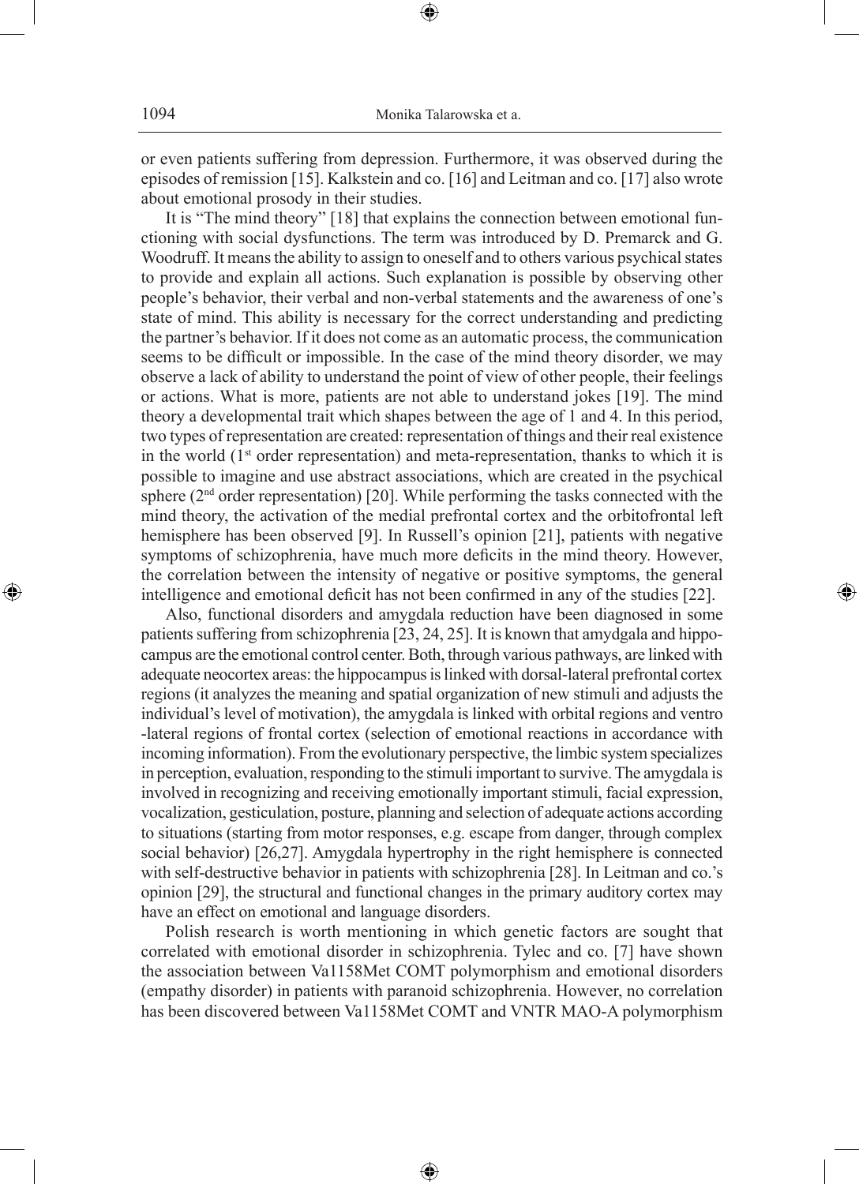or even patients suffering from depression. Furthermore, it was observed during the episodes of remission [15]. Kalkstein and co. [16] and Leitman and co. [17] also wrote about emotional prosody in their studies.

It is "The mind theory" [18] that explains the connection between emotional functioning with social dysfunctions. The term was introduced by D. Premarck and G. Woodruff. It means the ability to assign to oneself and to others various psychical states to provide and explain all actions. Such explanation is possible by observing other people's behavior, their verbal and non-verbal statements and the awareness of one's state of mind. This ability is necessary for the correct understanding and predicting the partner's behavior. If it does not come as an automatic process, the communication seems to be difficult or impossible. In the case of the mind theory disorder, we may observe a lack of ability to understand the point of view of other people, their feelings or actions. What is more, patients are not able to understand jokes [19]. The mind theory a developmental trait which shapes between the age of 1 and 4. In this period, two types of representation are created: representation of things and their real existence in the world (1st order representation) and meta-representation, thanks to which it is possible to imagine and use abstract associations, which are created in the psychical sphere (2nd order representation) [20]. While performing the tasks connected with the mind theory, the activation of the medial prefrontal cortex and the orbitofrontal left hemisphere has been observed [9]. In Russell's opinion [21], patients with negative symptoms of schizophrenia, have much more deficits in the mind theory. However, the correlation between the intensity of negative or positive symptoms, the general intelligence and emotional deficit has not been confirmed in any of the studies [22].

Also, functional disorders and amygdala reduction have been diagnosed in some patients suffering from schizophrenia [23, 24, 25]. It is known that amydgala and hippocampus are the emotional control center. Both, through various pathways, are linked with adequate neocortex areas: the hippocampus is linked with dorsal-lateral prefrontal cortex regions (it analyzes the meaning and spatial organization of new stimuli and adjusts the individual's level of motivation), the amygdala is linked with orbital regions and ventro-lateral regions of frontal cortex (selection of emotional reactions in accordance with incoming information). From the evolutionary perspective, the limbic system specializes in perception, evaluation, responding to the stimuli important to survive. The amygdala is involved in recognizing and receiving emotionally important stimuli, facial expression, vocalization, gesticulation, posture, planning and selection of adequate actions according to situations (starting from motor responses, e.g. escape from danger, through complex social behavior) [26,27]. Amygdala hypertrophy in the right hemisphere is connected with self-destructive behavior in patients with schizophrenia [28]. In Leitman and co.'s opinion [29], the structural and functional changes in the primary auditory cortex may have an effect on emotional and language disorders.

Polish research is worth mentioning in which genetic factors are sought that correlated with emotional disorder in schizophrenia. Tylec and co. [7] have shown the association between Va1158Met COMT polymorphism and emotional disorders (empathy disorder) in patients with paranoid schizophrenia. However, no correlation has been discovered between Va1158Met COMT and VNTR MAO-A polymorphism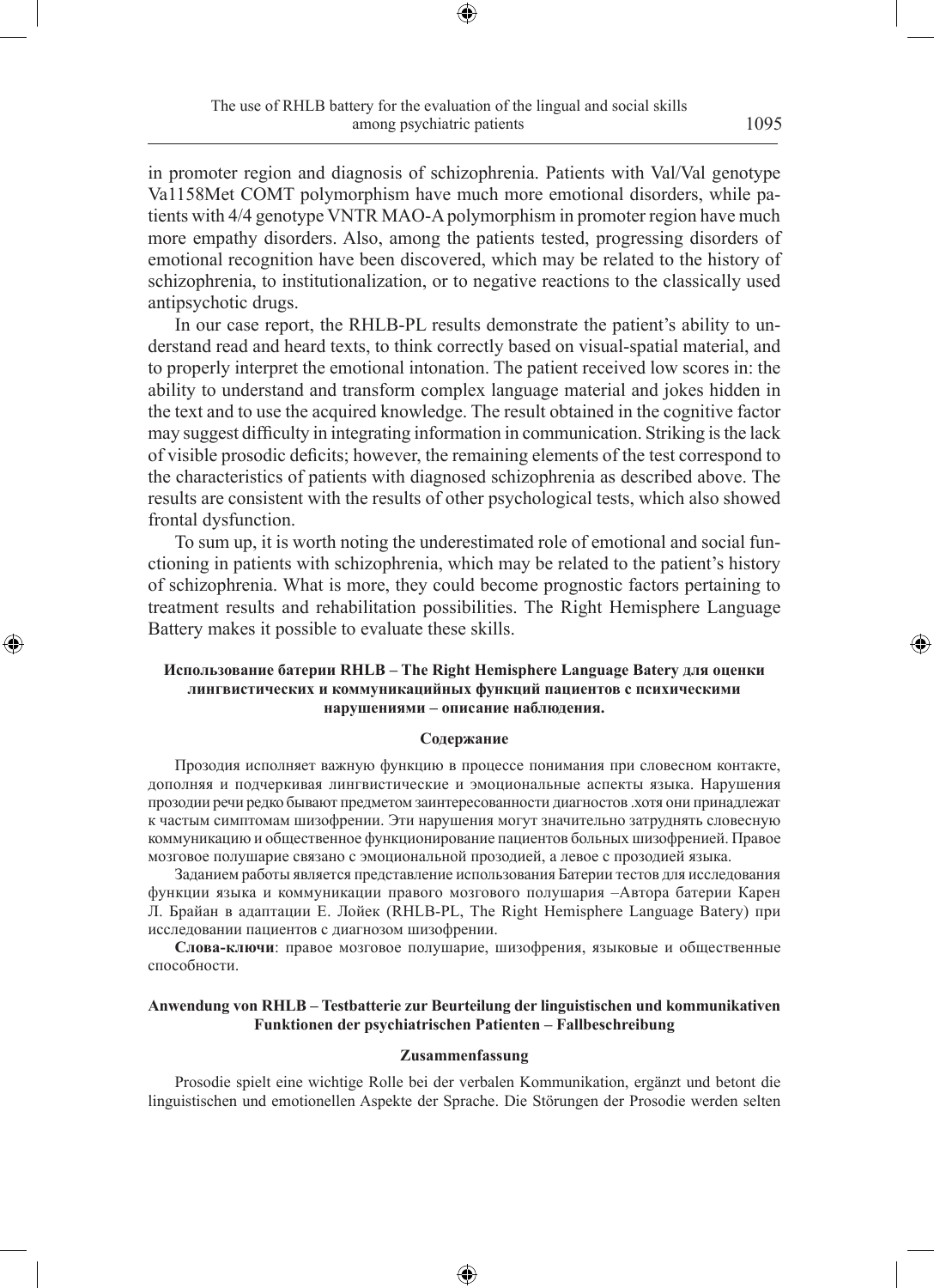in promoter region and diagnosis of schizophrenia. Patients with Val/Val genotype Va1158Met COMT polymorphism have much more emotional disorders, while patients with 4/4 genotype VNTR MAO-A polymorphism in promoter region have much more empathy disorders. Also, among the patients tested, progressing disorders of emotional recognition have been discovered, which may be related to the history of schizophrenia, to institutionalization, or to negative reactions to the classically used antipsychotic drugs.

In our case report, the RHLB-PL results demonstrate the patient's ability to understand read and heard texts, to think correctly based on visual-spatial material, and to properly interpret the emotional intonation. The patient received low scores in: the ability to understand and transform complex language material and jokes hidden in the text and to use the acquired knowledge. The result obtained in the cognitive factor may suggest difficulty in integrating information in communication. Striking is the lack of visible prosodic deficits; however, the remaining elements of the test correspond to the characteristics of patients with diagnosed schizophrenia as described above. The results are consistent with the results of other psychological tests, which also showed frontal dysfunction.

To sum up, it is worth noting the underestimated role of emotional and social functioning in patients with schizophrenia, which may be related to the patient's history of schizophrenia. What is more, they could become prognostic factors pertaining to treatment results and rehabilitation possibilities. The Right Hemisphere Language Battery makes it possible to evaluate these skills.

**Использование батерии RHLB – The Right Hemisphere Language Batery для оценки лингвистических и коммуникацийных функций пациентов с психическими нарушениями – описание наблюдения.**

**Содержание**

Прозодия исполняет важную функцию в процессе понимания при словесном контакте, дополняя и подчеркивая лингвистические и эмоциональные аспекты языка. Нарушения прозодии речи редко бывают предметом заинтересованности диагностов .хотя они принадлежат к частым симптомам шизофрении. Эти нарушения могут значительно затруднять словесную коммуникацию и общественное функционирование пациентов больных шизофренией. Правое мозговое полушарие связано с эмоциональной прозодией, а левое с прозодией языка.

Заданием работы является представление использования Батерии тестов для исследования функции языка и коммуникации правого мозгового полушария –Автора батерии Карен Л. Брайан в адаптации Е. Лойек (RHLB-PL, The Right Hemisphere Language Batery) при исследовании пациентов с диагнозом шизофрении.

**Слова-ключи**: правое мозговое полушарие, шизофрения, языковые и общественные способности.

**Anwendung von RHLB – Testbatterie zur Beurteilung der linguistischen und kommunikativen Funktionen der psychiatrischen Patienten – Fallbeschreibung**

**Zusammenfassung**

Prosodie spielt eine wichtige Rolle bei der verbalen Kommunikation, ergänzt und betont die linguistischen und emotionellen Aspekte der Sprache. Die Störungen der Prosodie werden selten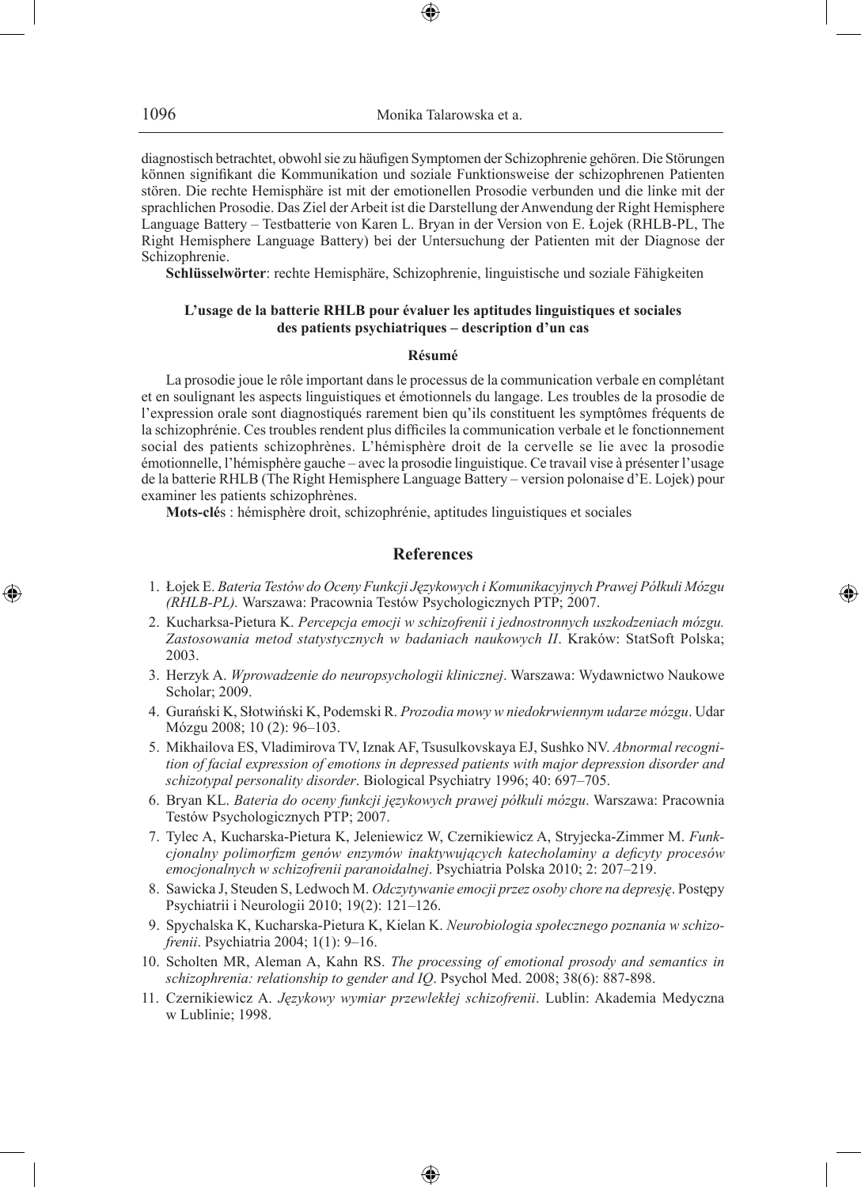diagnostisch betrachtet, obwohl sie zu häufigen Symptomen der Schizophrenie gehören. Die Störungen können signifikant die Kommunikation und soziale Funktionsweise der schizophrenen Patienten stören. Die rechte Hemisphäre ist mit der emotionellen Prosodie verbunden und die linke mit der sprachlichen Prosodie. Das Ziel der Arbeit ist die Darstellung der Anwendung der Right Hemisphere Language Battery – Testbatterie von Karen L. Bryan in der Version von E. Łojek (RHLB-PL, The Right Hemisphere Language Battery) bei der Untersuchung der Patienten mit der Diagnose der Schizophrenie.

**Schlüsselwörter**: rechte Hemisphäre, Schizophrenie, linguistische und soziale Fähigkeiten

**L'usage de la batterie RHLB pour évaluer les aptitudes linguistiques et sociales des patients psychiatriques – description d'un cas**

**Résumé**

La prosodie joue le rôle important dans le processus de la communication verbale en complétant et en soulignant les aspects linguistiques et émotionnels du langage. Les troubles de la prosodie de l'expression orale sont diagnostiqués rarement bien qu'ils constituent les symptômes fréquents de la schizophrénie. Ces troubles rendent plus difficiles la communication verbale et le fonctionnement social des patients schizophrènes. L'hémisphère droit de la cervelle se lie avec la prosodie émotionnelle, l'hémisphère gauche – avec la prosodie linguistique. Ce travail vise à présenter l'usage de la batterie RHLB (The Right Hemisphere Language Battery – version polonaise d'E. Lojek) pour examiner les patients schizophrènes.

**Mots-clés** : hémisphère droit, schizophrénie, aptitudes linguistiques et sociales

## References

1. Łojek E. *Bateria Testów do Oceny Funkcji Językowych i Komunikacyjnych Prawej Półkuli Mózgu (RHLB-PL).* Warszawa: Pracownia Testów Psychologicznych PTP; 2007.
2. Kucharksa-Pietura K. *Percepcja emocji w schizofrenii i jednostronnych uszkodzeniach mózgu. Zastosowania metod statystycznych w badaniach naukowych II*. Kraków: StatSoft Polska; 2003.
3. Herzyk A. *Wprowadzenie do neuropsychologii klinicznej*. Warszawa: Wydawnictwo Naukowe Scholar; 2009.
4. Gurański K, Słotwiński K, Podemski R. *Prozodia mowy w niedokrwiennym udarze mózgu*. Udar Mózgu 2008; 10 (2): 96–103.
5. Mikhailova ES, Vladimirova TV, Iznak AF, Tsusulkovskaya EJ, Sushko NV. *Abnormal recognition of facial expression of emotions in depressed patients with major depression disorder and schizotypal personality disorder*. Biological Psychiatry 1996; 40: 697–705.
6. Bryan KL. *Bateria do oceny funkcji językowych prawej półkuli mózgu*. Warszawa: Pracownia Testów Psychologicznych PTP; 2007.
7. Tylec A, Kucharska-Pietura K, Jeleniewicz W, Czernikiewicz A, Stryjecka-Zimmer M. *Funkcjonalny polimorfizm genów enzymów inaktywujących katecholaminy a deficyty procesów emocjonalnych w schizofrenii paranoidalnej*. Psychiatria Polska 2010; 2: 207–219.
8. Sawicka J, Steuden S, Ledwoch M. *Odczytywanie emocji przez osoby chore na depresję*. Postępy Psychiatrii i Neurologii 2010; 19(2): 121–126.
9. Spychalska K, Kucharska-Pietura K, Kielan K. *Neurobiologia społecznego poznania w schizofrenii*. Psychiatria 2004; 1(1): 9–16.
10. Scholten MR, Aleman A, Kahn RS. *The processing of emotional prosody and semantics in schizophrenia: relationship to gender and IQ*. Psychol Med. 2008; 38(6): 887-898.
11. Czernikiewicz A. *Językowy wymiar przewlekłej schizofrenii*. Lublin: Akademia Medyczna w Lublinie; 1998.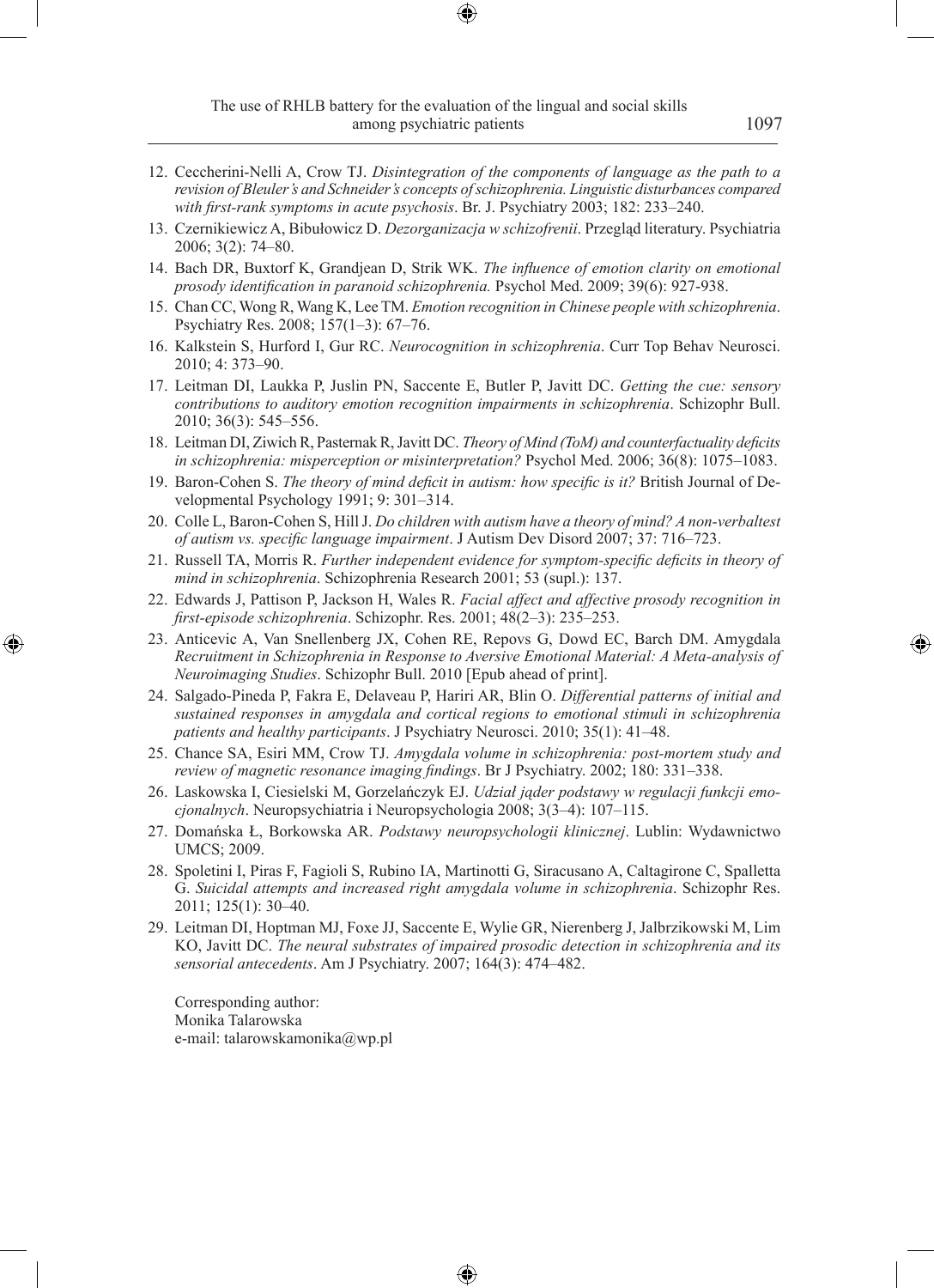12. Ceccherini-Nelli A, Crow TJ. *Disintegration of the components of language as the path to a revision of Bleuler's and Schneider's concepts of schizophrenia. Linguistic disturbances compared with first-rank symptoms in acute psychosis*. Br. J. Psychiatry 2003; 182: 233–240.
13. Czernikiewicz A, Bibułowicz D. *Dezorganizacja w schizofrenii*. Przegląd literatury. Psychiatria 2006; 3(2): 74–80.
14. Bach DR, Buxtorf K, Grandjean D, Strik WK. *The influence of emotion clarity on emotional prosody identification in paranoid schizophrenia.* Psychol Med. 2009; 39(6): 927-938.
15. Chan CC, Wong R, Wang K, Lee TM. *Emotion recognition in Chinese people with schizophrenia*. Psychiatry Res. 2008; 157(1–3): 67–76.
16. Kalkstein S, Hurford I, Gur RC. *Neurocognition in schizophrenia*. Curr Top Behav Neurosci. 2010; 4: 373–90.
17. Leitman DI, Laukka P, Juslin PN, Saccente E, Butler P, Javitt DC. *Getting the cue: sensory contributions to auditory emotion recognition impairments in schizophrenia*. Schizophr Bull. 2010; 36(3): 545–556.
18. Leitman DI, Ziwich R, Pasternak R, Javitt DC. *Theory of Mind (ToM) and counterfactuality deficits in schizophrenia: misperception or misinterpretation?* Psychol Med. 2006; 36(8): 1075–1083.
19. Baron-Cohen S. *The theory of mind deficit in autism: how specific is it?* British Journal of Developmental Psychology 1991; 9: 301–314.
20. Colle L, Baron-Cohen S, Hill J. *Do children with autism have a theory of mind? A non-verbaltest of autism vs. specific language impairment*. J Autism Dev Disord 2007; 37: 716–723.
21. Russell TA, Morris R. *Further independent evidence for symptom-specific deficits in theory of mind in schizophrenia*. Schizophrenia Research 2001; 53 (supl.): 137.
22. Edwards J, Pattison P, Jackson H, Wales R. *Facial affect and affective prosody recognition in first-episode schizophrenia*. Schizophr. Res. 2001; 48(2–3): 235–253.
23. Anticevic A, Van Snellenberg JX, Cohen RE, Repovs G, Dowd EC, Barch DM. Amygdala *Recruitment in Schizophrenia in Response to Aversive Emotional Material: A Meta-analysis of Neuroimaging Studies*. Schizophr Bull. 2010 [Epub ahead of print].
24. Salgado-Pineda P, Fakra E, Delaveau P, Hariri AR, Blin O. *Differential patterns of initial and sustained responses in amygdala and cortical regions to emotional stimuli in schizophrenia patients and healthy participants*. J Psychiatry Neurosci. 2010; 35(1): 41–48.
25. Chance SA, Esiri MM, Crow TJ. *Amygdala volume in schizophrenia: post-mortem study and review of magnetic resonance imaging findings*. Br J Psychiatry. 2002; 180: 331–338.
26. Laskowska I, Ciesielski M, Gorzelańczyk EJ. *Udział jąder podstawy w regulacji funkcji emocjonalnych*. Neuropsychiatria i Neuropsychologia 2008; 3(3–4): 107–115.
27. Domańska Ł, Borkowska AR. *Podstawy neuropsychologii klinicznej*. Lublin: Wydawnictwo UMCS; 2009.
28. Spoletini I, Piras F, Fagioli S, Rubino IA, Martinotti G, Siracusano A, Caltagirone C, Spalletta G. *Suicidal attempts and increased right amygdala volume in schizophrenia*. Schizophr Res. 2011; 125(1): 30–40.
29. Leitman DI, Hoptman MJ, Foxe JJ, Saccente E, Wylie GR, Nierenberg J, Jalbrzikowski M, Lim KO, Javitt DC. *The neural substrates of impaired prosodic detection in schizophrenia and its sensorial antecedents*. Am J Psychiatry. 2007; 164(3): 474–482.

Corresponding author:
Monika Talarowska
e-mail: talarowskamonika@wp.pl